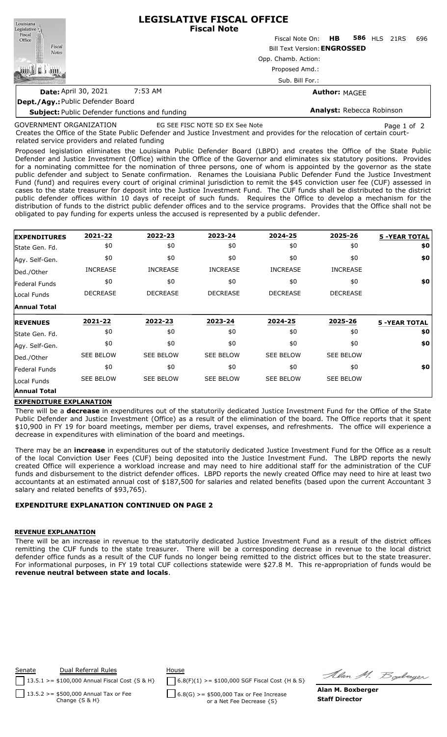# LEGISLATIVE FISCAL OFFICE
## Fiscal Note

Fiscal Note On: **HB 586** HLS 21RS 696

Bill Text Version: **ENGROSSED**

Opp. Chamb. Action:

Proposed Amd.:

Sub. Bill For.:

**Date:** April 30, 2021 7:53 AM

**Author:** MAGEE

**Dept./Agy.:** Public Defender Board

**Subject:** Public Defender functions and funding

**Analyst:** Rebecca Robinson

GOVERNMENT ORGANIZATION EG SEE FISC NOTE SD EX See Note

Creates the Office of the State Public Defender and Justice Investment and provides for the relocation of certain court-related service providers and related funding

Proposed legislation eliminates the Louisiana Public Defender Board (LBPD) and creates the Office of the State Public Defender and Justice Investment (Office) within the Office of the Governor and eliminates six statutory positions. Provides for a nominating committee for the nomination of three persons, one of whom is appointed by the governor as the state public defender and subject to Senate confirmation. Renames the Louisiana Public Defender Fund the Justice Investment Fund (fund) and requires every court of original criminal jurisdiction to remit the $45 conviction user fee (CUF) assessed in cases to the state treasurer for deposit into the Justice Investment Fund. The CUF funds shall be distributed to the district public defender offices within 10 days of receipt of such funds. Requires the Office to develop a mechanism for the distribution of funds to the district public defender offices and to the service programs. Provides that the Office shall not be obligated to pay funding for experts unless the accused is represented by a public defender.

| EXPENDITURES | 2021-22 | 2022-23 | 2023-24 | 2024-25 | 2025-26 | 5 -YEAR TOTAL |
|---|---|---|---|---|---|---|
| State Gen. Fd. | $0 | $0 | $0 | $0 | $0 | $0 |
| Agy. Self-Gen. | $0 | $0 | $0 | $0 | $0 | $0 |
| Ded./Other | INCREASE | INCREASE | INCREASE | INCREASE | INCREASE | |
| Federal Funds | $0 | $0 | $0 | $0 | $0 | $0 |
| Local Funds | DECREASE | DECREASE | DECREASE | DECREASE | DECREASE | |
| **Annual Total** | | | | | | |

| REVENUES | 2021-22 | 2022-23 | 2023-24 | 2024-25 | 2025-26 | 5 -YEAR TOTAL |
|---|---|---|---|---|---|---|
| State Gen. Fd. | $0 | $0 | $0 | $0 | $0 | $0 |
| Agy. Self-Gen. | $0 | $0 | $0 | $0 | $0 | $0 |
| Ded./Other | SEE BELOW | SEE BELOW | SEE BELOW | SEE BELOW | SEE BELOW | |
| Federal Funds | $0 | $0 | $0 | $0 | $0 | $0 |
| Local Funds | SEE BELOW | SEE BELOW | SEE BELOW | SEE BELOW | SEE BELOW | |
| **Annual Total** | | | | | | |

### EXPENDITURE EXPLANATION

There will be a **decrease** in expenditures out of the statutorily dedicated Justice Investment Fund for the Office of the State Public Defender and Justice Investment (Office) as a result of the elimination of the board. The Office reports that it spent $10,900 in FY 19 for board meetings, member per diems, travel expenses, and refreshments. The office will experience a decrease in expenditures with elimination of the board and meetings.

There may be an **increase** in expenditures out of the statutorily dedicated Justice Investment Fund for the Office as a result of the local Conviction User Fees (CUF) being deposited into the Justice Investment Fund. The LBPD reports the newly created Office will experience a workload increase and may need to hire additional staff for the administration of the CUF funds and disbursement to the district defender offices. LBPD reports the newly created Office may need to hire at least two accountants at an estimated annual cost of $187,500 for salaries and related benefits (based upon the current Accountant 3 salary and related benefits of $93,765).

**EXPENDITURE EXPLANATION CONTINUED ON PAGE 2**

### REVENUE EXPLANATION

There will be an increase in revenue to the statutorily dedicated Justice Investment Fund as a result of the district offices remitting the CUF funds to the state treasurer. There will be a corresponding decrease in revenue to the local district defender office funds as a result of the CUF funds no longer being remitted to the district offices but to the state treasurer. For informational purposes, in FY 19 total CUF collections statewide were $27.8 M. This re-appropriation of funds would be **revenue neutral between state and locals**.

| Senate | Dual Referral Rules | House |
|---|---|---|
| ☐ 13.5.1 >= $100,000 Annual Fiscal Cost {S & H} | | ☐ 6.8(F)(1) >= $100,000 SGF Fiscal Cost {H & S} |
| ☐ 13.5.2 >= $500,000 Annual Tax or Fee Change {S & H} | | ☐ 6.8(G) >= $500,000 Tax or Fee Increase or a Net Fee Decrease {S} |

**Alan M. Boxberger**
**Staff Director**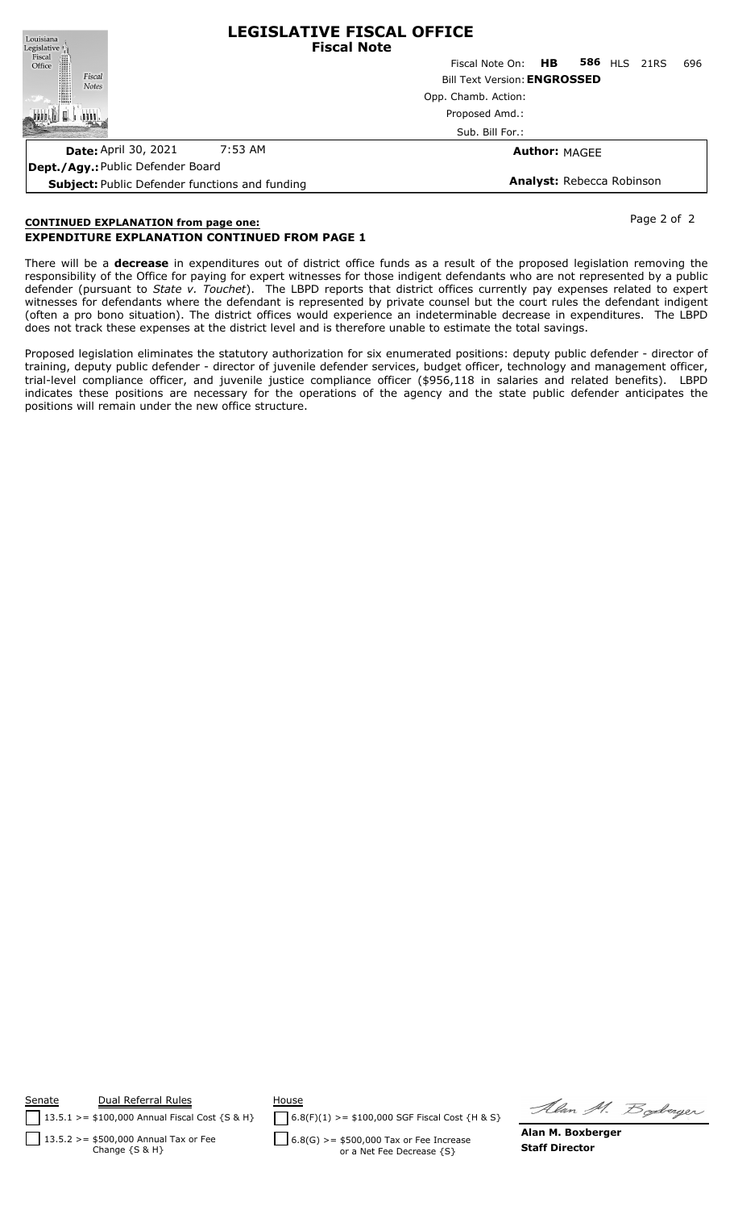# LEGISLATIVE FISCAL OFFICE
## Fiscal Note

Fiscal Note On: **HB 586** HLS 21RS 696

Bill Text Version: **ENGROSSED**

Opp. Chamb. Action:

Proposed Amd.:

Sub. Bill For.:

**Date:** April 30, 2021 7:53 AM

**Author:** MAGEE

**Dept./Agy.:** Public Defender Board

**Subject:** Public Defender functions and funding

**Analyst:** Rebecca Robinson

**CONTINUED EXPLANATION from page one:**

**EXPENDITURE EXPLANATION CONTINUED FROM PAGE 1**

There will be a **decrease** in expenditures out of district office funds as a result of the proposed legislation removing the responsibility of the Office for paying for expert witnesses for those indigent defendants who are not represented by a public defender (pursuant to *State v. Touchet*). The LBPD reports that district offices currently pay expenses related to expert witnesses for defendants where the defendant is represented by private counsel but the court rules the defendant indigent (often a pro bono situation). The district offices would experience an indeterminable decrease in expenditures. The LBPD does not track these expenses at the district level and is therefore unable to estimate the total savings.

Proposed legislation eliminates the statutory authorization for six enumerated positions: deputy public defender - director of training, deputy public defender - director of juvenile defender services, budget officer, technology and management officer, trial-level compliance officer, and juvenile justice compliance officer ($956,118 in salaries and related benefits). LBPD indicates these positions are necessary for the operations of the agency and the state public defender anticipates the positions will remain under the new office structure.

| Senate | Dual Referral Rules | House |
|---|---|---|
| [ ] 13.5.1 >= $100,000 Annual Fiscal Cost {S & H} | | [ ] 6.8(F)(1) >= $100,000 SGF Fiscal Cost {H & S} |
| [ ] 13.5.2 >= $500,000 Annual Tax or Fee Change {S & H} | | [ ] 6.8(G) >= $500,000 Tax or Fee Increase or a Net Fee Decrease {S} |

**Alan M. Boxberger**
**Staff Director**